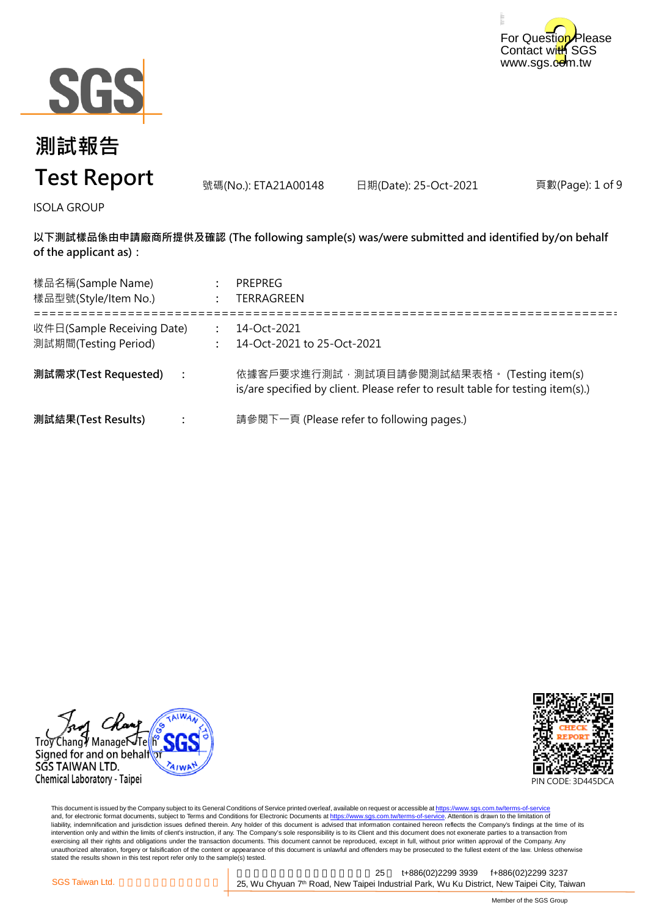For Question Please Contact with SGS www.sgs.com.tw

# 測試報告

# Test Report

號碼(No.): ETA21A00148　　日期(Date): 25-Oct-2021

ISOLA GROUP

**以下測試樣品係由申請廠商所提供及確認 (The following sample(s) was/were submitted and identified by/on behalf of the applicant as)：**

樣品名稱(Sample Name)　:　PREPREG
樣品型號(Style/Item No.)　:　TERRAGREEN

==========================================================================

收件日(Sample Receiving Date)　:　14-Oct-2021
測試期間(Testing Period)　:　14-Oct-2021 to 25-Oct-2021

**測試需求(Test Requested)　:**　依據客戶要求進行測試，測試項目請參閱測試結果表格。 (Testing item(s) is/are specified by client. Please refer to result table for testing item(s).)

**測試結果(Test Results)　:**　請參閱下一頁 (Please refer to following pages.)

Troy Chang / Manager / Tech
Signed for and on behalf of
SGS TAIWAN LTD.
Chemical Laboratory - Taipei

PIN CODE: 3D445DCA

This document is issued by the Company subject to its General Conditions of Service printed overleaf, available on request or accessible at https://www.sgs.com.tw/terms-of-service and, for electronic format documents, subject to Terms and Conditions for Electronic Documents at https://www.sgs.com.tw/terms-of-service. Attention is drawn to the limitation of liability, indemnification and jurisdiction issues defined therein. Any holder of this document is advised that information contained hereon reflects the Company's findings at the time of its intervention only and within the limits of client's instruction, if any. The Company's sole responsibility is to its Client and this document does not exonerate parties to a transaction from exercising all their rights and obligations under the transaction documents. This document cannot be reproduced, except in full, without prior written approval of the Company. Any unauthorized alteration, forgery or falsification of the content or appearance of this document is unlawful and offenders may be prosecuted to the fullest extent of the law. Unless otherwise stated the results shown in this test report refer only to the sample(s) tested.

SGS Taiwan Ltd.　25　t+886(02)2299 3939　f+886(02)2299 3237
25, Wu Chyuan 7th Road, New Taipei Industrial Park, Wu Ku District, New Taipei City, Taiwan

Member of the SGS Group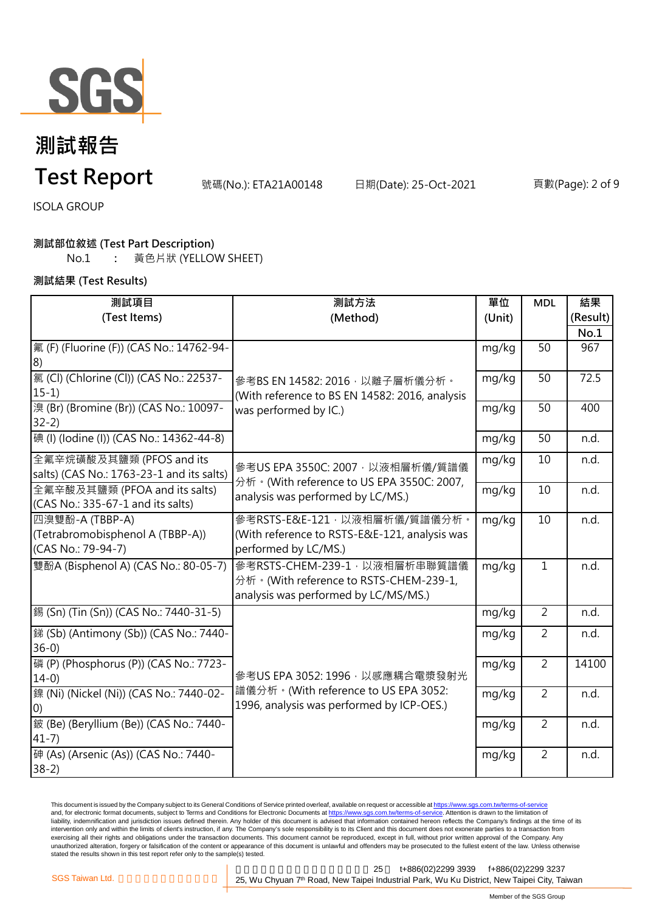# 測試報告

# Test Report

號碼(No.): ETA21A00148　　日期(Date): 25-Oct-2021

ISOLA GROUP

**測試部位敘述 (Test Part Description)**

No.1　:　黃色片狀 (YELLOW SHEET)

**測試結果 (Test Results)**

| 測試項目 (Test Items) | 測試方法 (Method) | 單位 (Unit) | MDL | 結果 (Result) No.1 |
|---|---|---|---|---|
| 氟 (F) (Fluorine (F)) (CAS No.: 14762-94-8) | 參考BS EN 14582: 2016，以離子層析儀分析。(With reference to BS EN 14582: 2016, analysis was performed by IC.) | mg/kg | 50 | 967 |
| 氯 (Cl) (Chlorine (Cl)) (CAS No.: 22537-15-1) | | mg/kg | 50 | 72.5 |
| 溴 (Br) (Bromine (Br)) (CAS No.: 10097-32-2) | | mg/kg | 50 | 400 |
| 碘 (I) (Iodine (I)) (CAS No.: 14362-44-8) | | mg/kg | 50 | n.d. |
| 全氟辛烷磺酸及其鹽類 (PFOS and its salts) (CAS No.: 1763-23-1 and its salts) | 參考US EPA 3550C: 2007，以液相層析儀/質譜儀分析。(With reference to US EPA 3550C: 2007, analysis was performed by LC/MS.) | mg/kg | 10 | n.d. |
| 全氟辛酸及其鹽類 (PFOA and its salts) (CAS No.: 335-67-1 and its salts) | | mg/kg | 10 | n.d. |
| 四溴雙酚-A (TBBP-A) (Tetrabromobisphenol A (TBBP-A)) (CAS No.: 79-94-7) | 參考RSTS-E&E-121，以液相層析儀/質譜儀分析。(With reference to RSTS-E&E-121, analysis was performed by LC/MS.) | mg/kg | 10 | n.d. |
| 雙酚A (Bisphenol A) (CAS No.: 80-05-7) | 參考RSTS-CHEM-239-1，以液相層析串聯質譜儀分析。(With reference to RSTS-CHEM-239-1, analysis was performed by LC/MS/MS.) | mg/kg | 1 | n.d. |
| 錫 (Sn) (Tin (Sn)) (CAS No.: 7440-31-5) | 參考US EPA 3052: 1996，以感應耦合電漿發射光譜儀分析。(With reference to US EPA 3052: 1996, analysis was performed by ICP-OES.) | mg/kg | 2 | n.d. |
| 銻 (Sb) (Antimony (Sb)) (CAS No.: 7440-36-0) | | mg/kg | 2 | n.d. |
| 磷 (P) (Phosphorus (P)) (CAS No.: 7723-14-0) | | mg/kg | 2 | 14100 |
| 鎳 (Ni) (Nickel (Ni)) (CAS No.: 7440-02-0) | | mg/kg | 2 | n.d. |
| 鈹 (Be) (Beryllium (Be)) (CAS No.: 7440-41-7) | | mg/kg | 2 | n.d. |
| 砷 (As) (Arsenic (As)) (CAS No.: 7440-38-2) | | mg/kg | 2 | n.d. |

This document is issued by the Company subject to its General Conditions of Service printed overleaf, available on request or accessible at https://www.sgs.com.tw/terms-of-service and, for electronic format documents, subject to Terms and Conditions for Electronic Documents at https://www.sgs.com.tw/terms-of-service. Attention is drawn to the limitation of liability, indemnification and jurisdiction issues defined therein. Any holder of this document is advised that information contained hereon reflects the Company's findings at the time of its intervention only and within the limits of client's instruction, if any. The Company's sole responsibility is to its Client and this document does not exonerate parties to a transaction from exercising all their rights and obligations under the transaction documents. This document cannot be reproduced, except in full, without prior written approval of the Company. Any unauthorized alteration, forgery or falsification of the content or appearance of this document is unlawful and offenders may be prosecuted to the fullest extent of the law. Unless otherwise stated the results shown in this test report refer only to the sample(s) tested.

SGS Taiwan Ltd. | 25, Wu Chyuan 7th Road, New Taipei Industrial Park, Wu Ku District, New Taipei City, Taiwan | t+886(02)2299 3939 f+886(02)2299 3237

Member of the SGS Group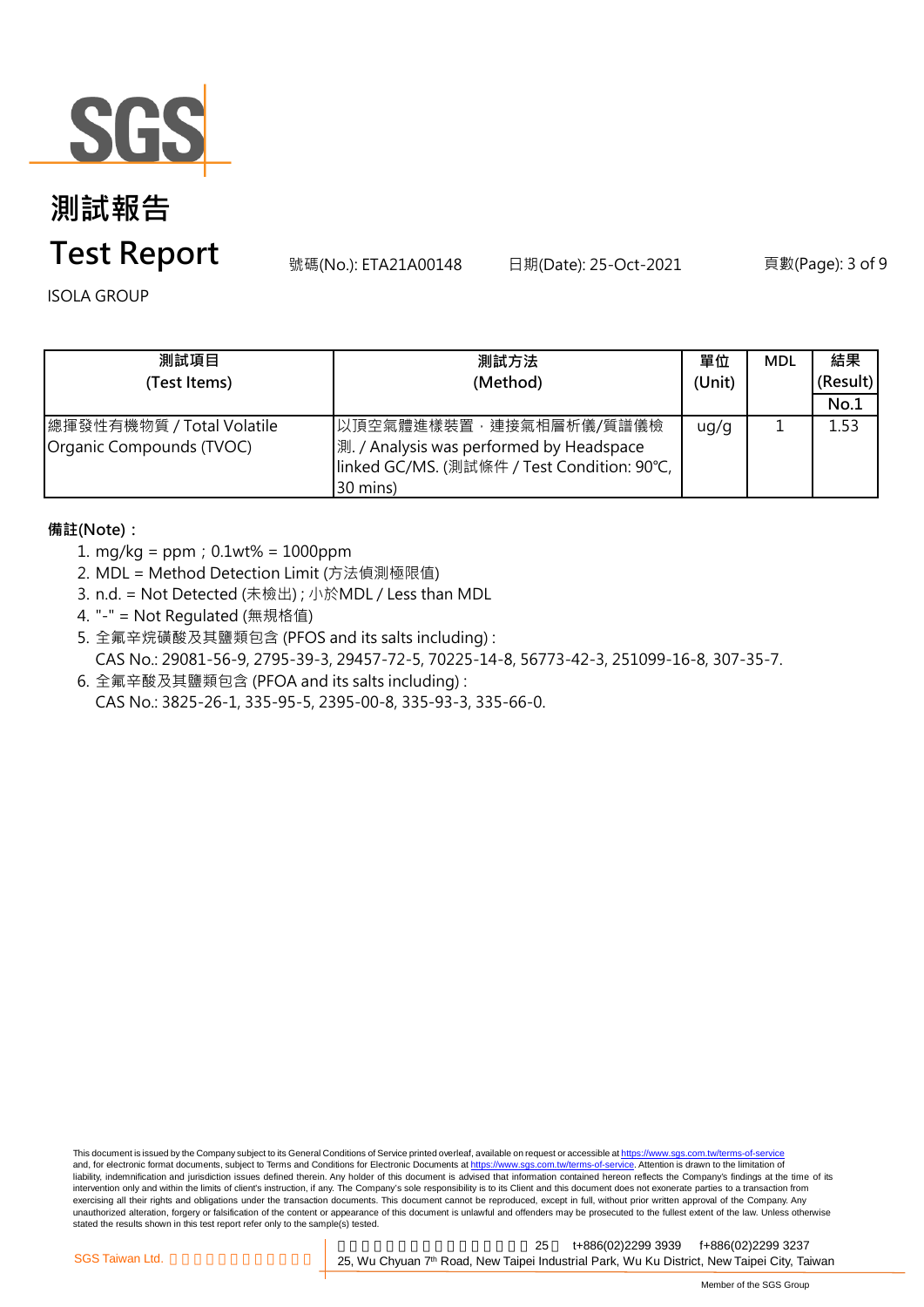# 測試報告

# Test Report

號碼(No.): ETA21A00148　　日期(Date): 25-Oct-2021

ISOLA GROUP

| 測試項目 (Test Items) | 測試方法 (Method) | 單位 (Unit) | MDL | 結果 (Result) No.1 |
|---|---|---|---|---|
| 總揮發性有機物質 / Total Volatile Organic Compounds (TVOC) | 以頂空氣體進樣裝置，連接氣相層析儀/質譜儀檢測. / Analysis was performed by Headspace linked GC/MS. (測試條件 / Test Condition: 90℃, 30 mins) | ug/g | 1 | 1.53 |

**備註(Note)：**

1. mg/kg = ppm；0.1wt% = 1000ppm
2. MDL = Method Detection Limit (方法偵測極限值)
3. n.d. = Not Detected (未檢出) ; 小於MDL / Less than MDL
4. "-" = Not Regulated (無規格值)
5. 全氟辛烷磺酸及其鹽類包含 (PFOS and its salts including) :
   CAS No.: 29081-56-9, 2795-39-3, 29457-72-5, 70225-14-8, 56773-42-3, 251099-16-8, 307-35-7.
6. 全氟辛酸及其鹽類包含 (PFOA and its salts including) :
   CAS No.: 3825-26-1, 335-95-5, 2395-00-8, 335-93-3, 335-66-0.

This document is issued by the Company subject to its General Conditions of Service printed overleaf, available on request or accessible at https://www.sgs.com.tw/terms-of-service and, for electronic format documents, subject to Terms and Conditions for Electronic Documents at https://www.sgs.com.tw/terms-of-service. Attention is drawn to the limitation of liability, indemnification and jurisdiction issues defined therein. Any holder of this document is advised that information contained hereon reflects the Company's findings at the time of its intervention only and within the limits of client's instruction, if any. The Company's sole responsibility is to its Client and this document does not exonerate parties to a transaction from exercising all their rights and obligations under the transaction documents. This document cannot be reproduced, except in full, without prior written approval of the Company. Any unauthorized alteration, forgery or falsification of the content or appearance of this document is unlawful and offenders may be prosecuted to the fullest extent of the law. Unless otherwise stated the results shown in this test report refer only to the sample(s) tested.

SGS Taiwan Ltd. 25 t+886(02)2299 3939 f+886(02)2299 3237
25, Wu Chyuan 7th Road, New Taipei Industrial Park, Wu Ku District, New Taipei City, Taiwan

Member of the SGS Group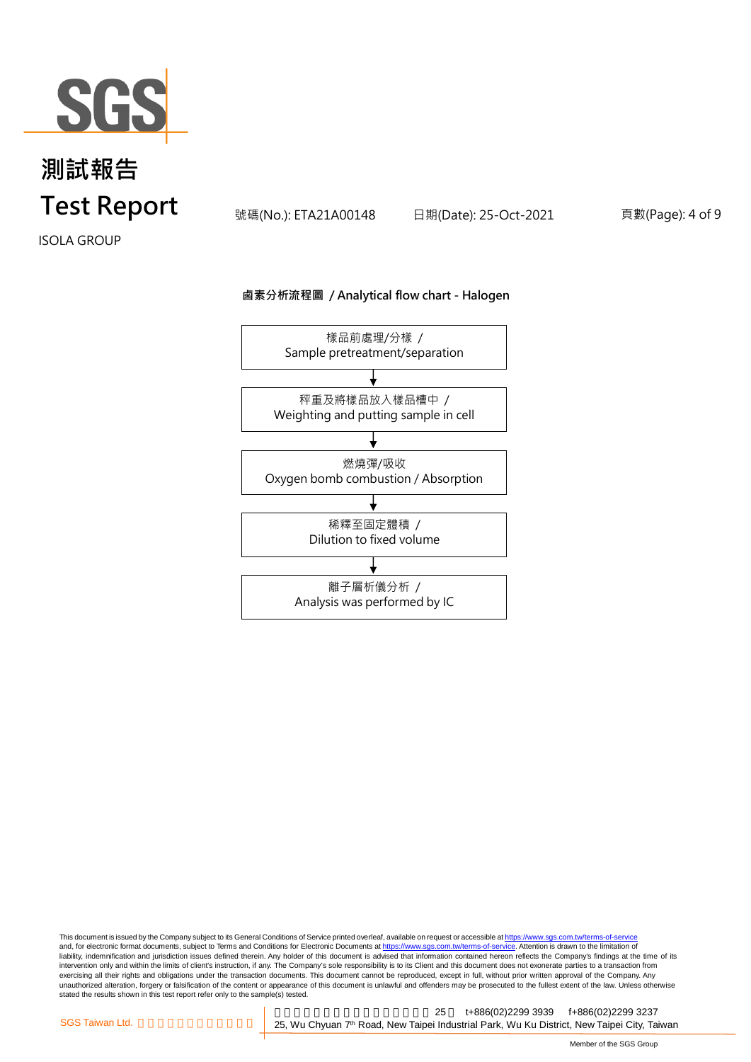# 測試報告
# Test Report

ISOLA GROUP

號碼(No.): ETA21A00148　　日期(Date): 25-Oct-2021

## 鹵素分析流程圖 / Analytical flow chart - Halogen

樣品前處理/分樣 /
Sample pretreatment/separation

↓

秤重及將樣品放入樣品槽中 /
Weighting and putting sample in cell

↓

燃燒彈/吸收
Oxygen bomb combustion / Absorption

↓

稀釋至固定體積 /
Dilution to fixed volume

↓

離子層析儀分析 /
Analysis was performed by IC

This document is issued by the Company subject to its General Conditions of Service printed overleaf, available on request or accessible at https://www.sgs.com.tw/terms-of-service and, for electronic format documents, subject to Terms and Conditions for Electronic Documents at https://www.sgs.com.tw/terms-of-service. Attention is drawn to the limitation of liability, indemnification and jurisdiction issues defined therein. Any holder of this document is advised that information contained hereon reflects the Company's findings at the time of its intervention only and within the limits of client's instruction, if any. The Company's sole responsibility is to its Client and this document does not exonerate parties to a transaction from exercising all their rights and obligations under the transaction documents. This document cannot be reproduced, except in full, without prior written approval of the Company. Any unauthorized alteration, forgery or falsification of the content or appearance of this document is unlawful and offenders may be prosecuted to the fullest extent of the law. Unless otherwise stated the results shown in this test report refer only to the sample(s) tested.

SGS Taiwan Ltd. | 25 t+886(02)2299 3939 f+886(02)2299 3237
25, Wu Chyuan 7th Road, New Taipei Industrial Park, Wu Ku District, New Taipei City, Taiwan

Member of the SGS Group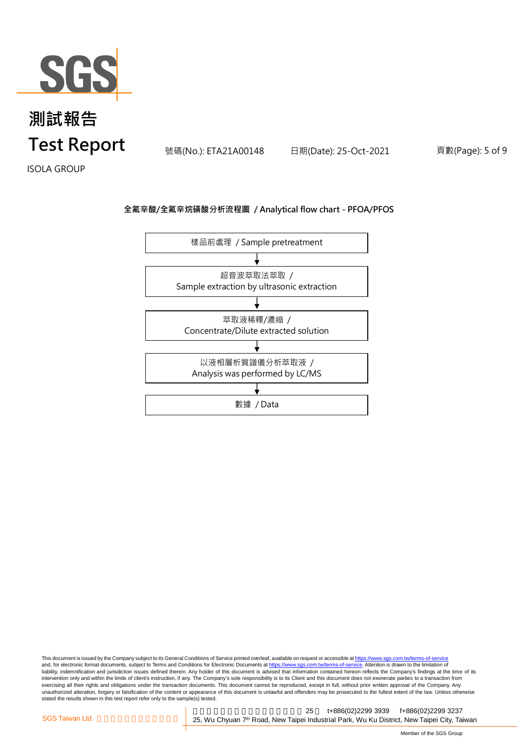**全氟辛酸/全氟辛烷磺酸分析流程圖 / Analytical flow chart - PFOA/PFOS**

樣品前處理 / Sample pretreatment

↓

超音波萃取法萃取 /
Sample extraction by ultrasonic extraction

↓

萃取液稀釋/濃縮 /
Concentrate/Dilute extracted solution

↓

以液相層析質譜儀分析萃取液 /
Analysis was performed by LC/MS

↓

數據 / Data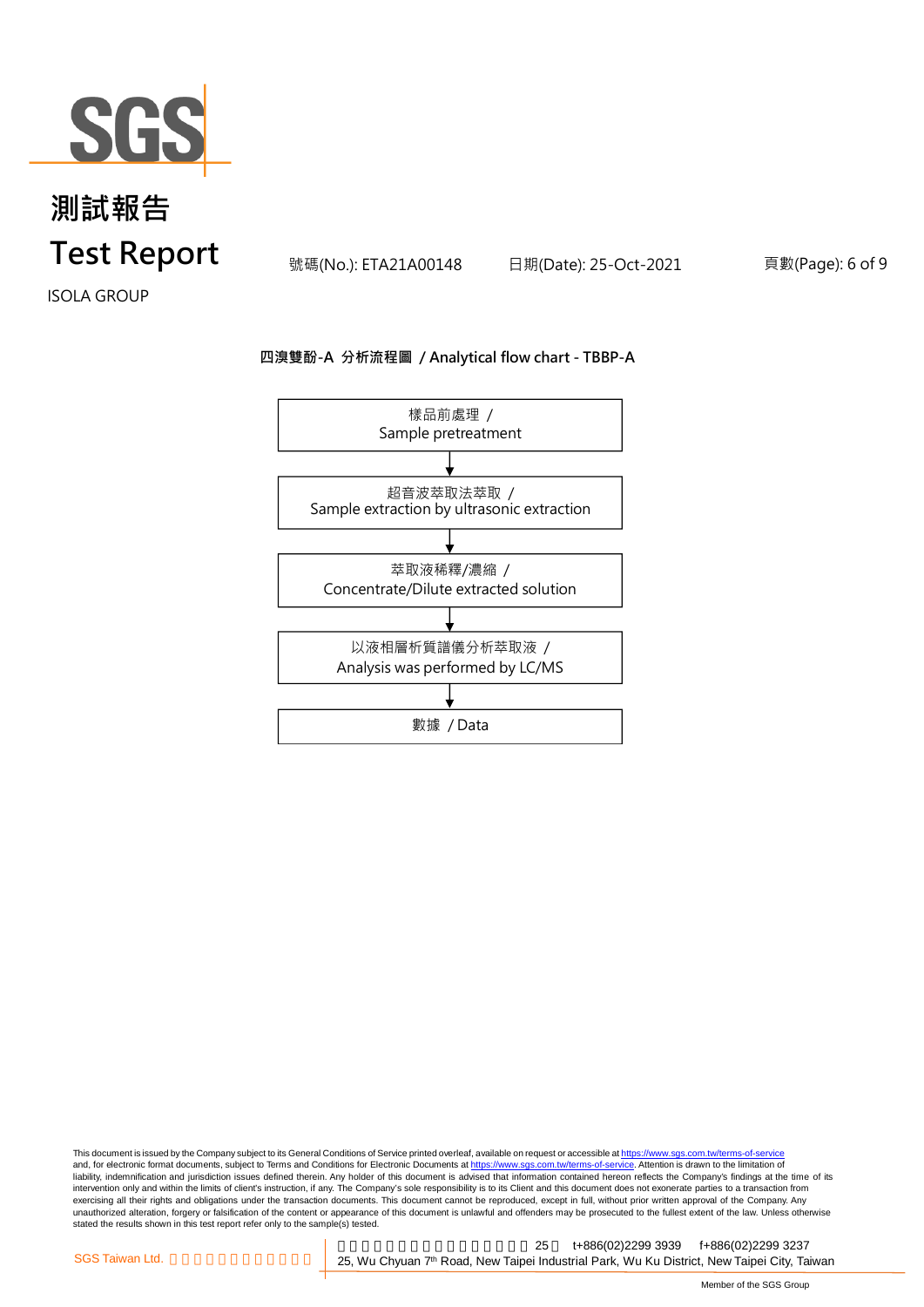**四溴雙酚-A 分析流程圖 / Analytical flow chart - TBBP-A**

樣品前處理 / Sample pretreatment

↓

超音波萃取法萃取 / Sample extraction by ultrasonic extraction

↓

萃取液稀釋/濃縮 / Concentrate/Dilute extracted solution

↓

以液相層析質譜儀分析萃取液 / Analysis was performed by LC/MS

↓

數據 / Data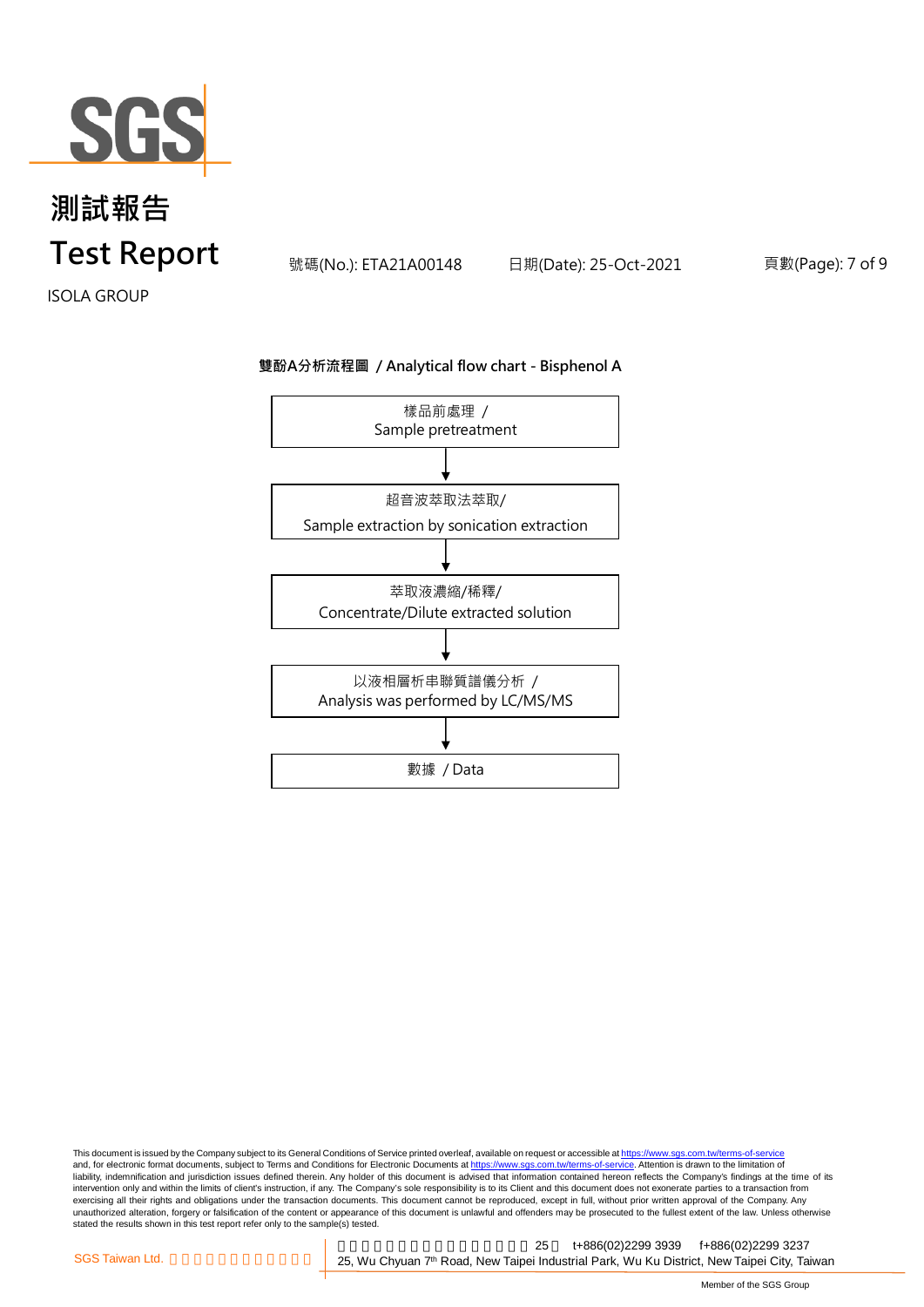# 測試報告
# Test Report

號碼(No.): ETA21A00148　　日期(Date): 25-Oct-2021

ISOLA GROUP

**雙酚A分析流程圖 / Analytical flow chart - Bisphenol A**

樣品前處理 / Sample pretreatment

↓

超音波萃取法萃取/ Sample extraction by sonication extraction

↓

萃取液濃縮/稀釋/ Concentrate/Dilute extracted solution

↓

以液相層析串聯質譜儀分析 / Analysis was performed by LC/MS/MS

↓

數據 / Data

This document is issued by the Company subject to its General Conditions of Service printed overleaf, available on request or accessible at https://www.sgs.com.tw/terms-of-service and, for electronic format documents, subject to Terms and Conditions for Electronic Documents at https://www.sgs.com.tw/terms-of-service. Attention is drawn to the limitation of liability, indemnification and jurisdiction issues defined therein. Any holder of this document is advised that information contained hereon reflects the Company's findings at the time of its intervention only and within the limits of client's instruction, if any. The Company's sole responsibility is to its Client and this document does not exonerate parties to a transaction from exercising all their rights and obligations under the transaction documents. This document cannot be reproduced, except in full, without prior written approval of the Company. Any unauthorized alteration, forgery or falsification of the content or appearance of this document is unlawful and offenders may be prosecuted to the fullest extent of the law. Unless otherwise stated the results shown in this test report refer only to the sample(s) tested.

SGS Taiwan Ltd. | 25, Wu Chyuan 7th Road, New Taipei Industrial Park, Wu Ku District, New Taipei City, Taiwan | t+886(02)2299 3939 | f+886(02)2299 3237

Member of the SGS Group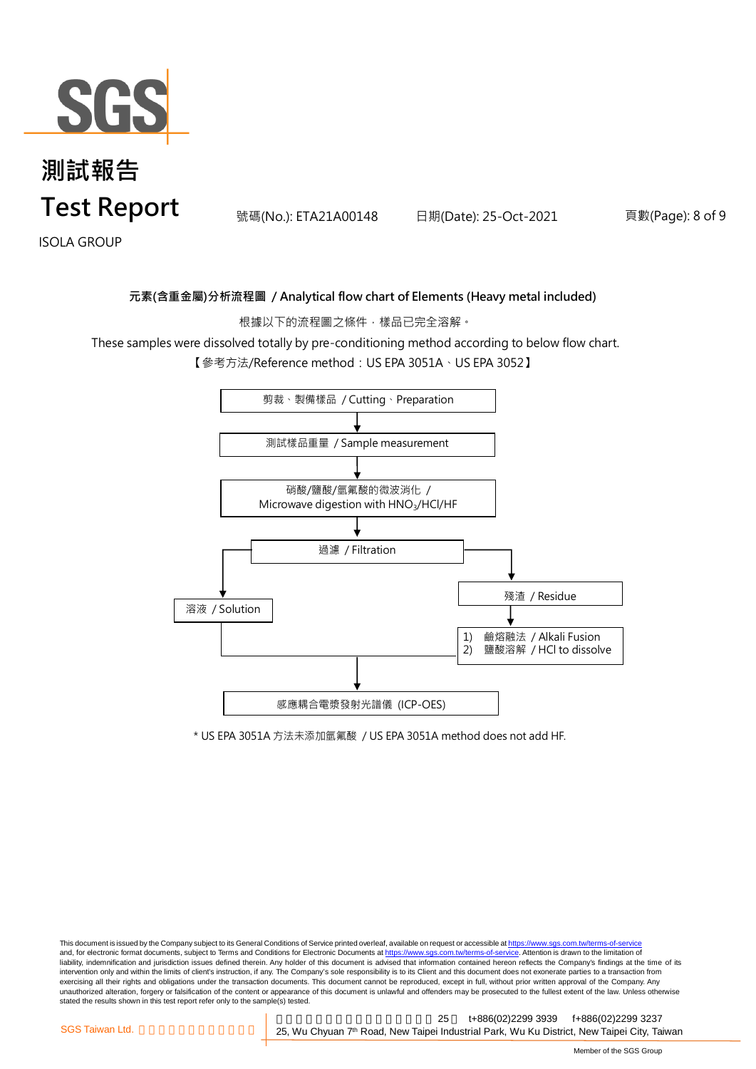**元素(含重金屬)分析流程圖 / Analytical flow chart of Elements (Heavy metal included)**

根據以下的流程圖之條件，樣品已完全溶解。

These samples were dissolved totally by pre-conditioning method according to below flow chart.

【參考方法/Reference method：US EPA 3051A、US EPA 3052】

剪裁、製備樣品 / Cutting、Preparation

↓

測試樣品重量 / Sample measurement

↓

硝酸/鹽酸/氫氟酸的微波消化 / Microwave digestion with $HNO_3$/HCl/HF

↓

過濾 / Filtration

- → 溶液 / Solution
- → 殘渣 / Residue
  - ↓
  - 1) 鹼熔融法 / Alkali Fusion
  - 2) 鹽酸溶解 / HCl to dissolve

↓

感應耦合電漿發射光譜儀 (ICP-OES)

* US EPA 3051A 方法未添加氫氟酸 / US EPA 3051A method does not add HF.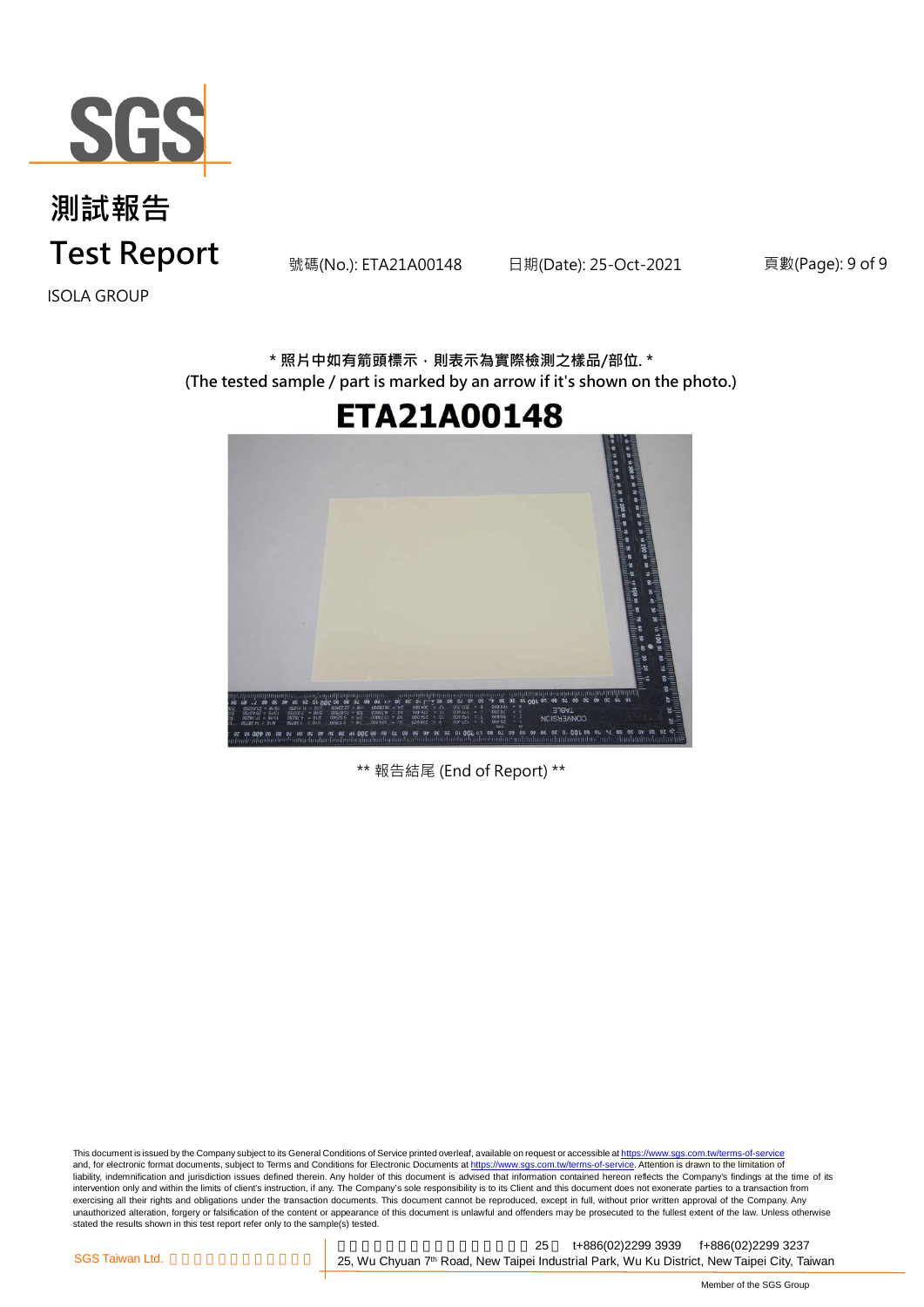# 測試報告
# Test Report

號碼(No.): ETA21A00148　　日期(Date): 25-Oct-2021

ISOLA GROUP

**\* 照片中如有箭頭標示，則表示為實際檢測之樣品/部位. \***
**(The tested sample / part is marked by an arrow if it's shown on the photo.)**

## ETA21A00148

\*\* 報告結尾 (End of Report) \*\*

This document is issued by the Company subject to its General Conditions of Service printed overleaf, available on request or accessible at https://www.sgs.com.tw/terms-of-service and, for electronic format documents, subject to Terms and Conditions for Electronic Documents at https://www.sgs.com.tw/terms-of-service. Attention is drawn to the limitation of liability, indemnification and jurisdiction issues defined therein. Any holder of this document is advised that information contained hereon reflects the Company's findings at the time of its intervention only and within the limits of client's instruction, if any. The Company's sole responsibility is to its Client and this document does not exonerate parties to a transaction from exercising all their rights and obligations under the transaction documents. This document cannot be reproduced, except in full, without prior written approval of the Company. Any unauthorized alteration, forgery or falsification of the content or appearance of this document is unlawful and offenders may be prosecuted to the fullest extent of the law. Unless otherwise stated the results shown in this test report refer only to the sample(s) tested.

SGS Taiwan Ltd. | 25, Wu Chyuan 7th Road, New Taipei Industrial Park, Wu Ku District, New Taipei City, Taiwan | t+886(02)2299 3939 | f+886(02)2299 3237

Member of the SGS Group